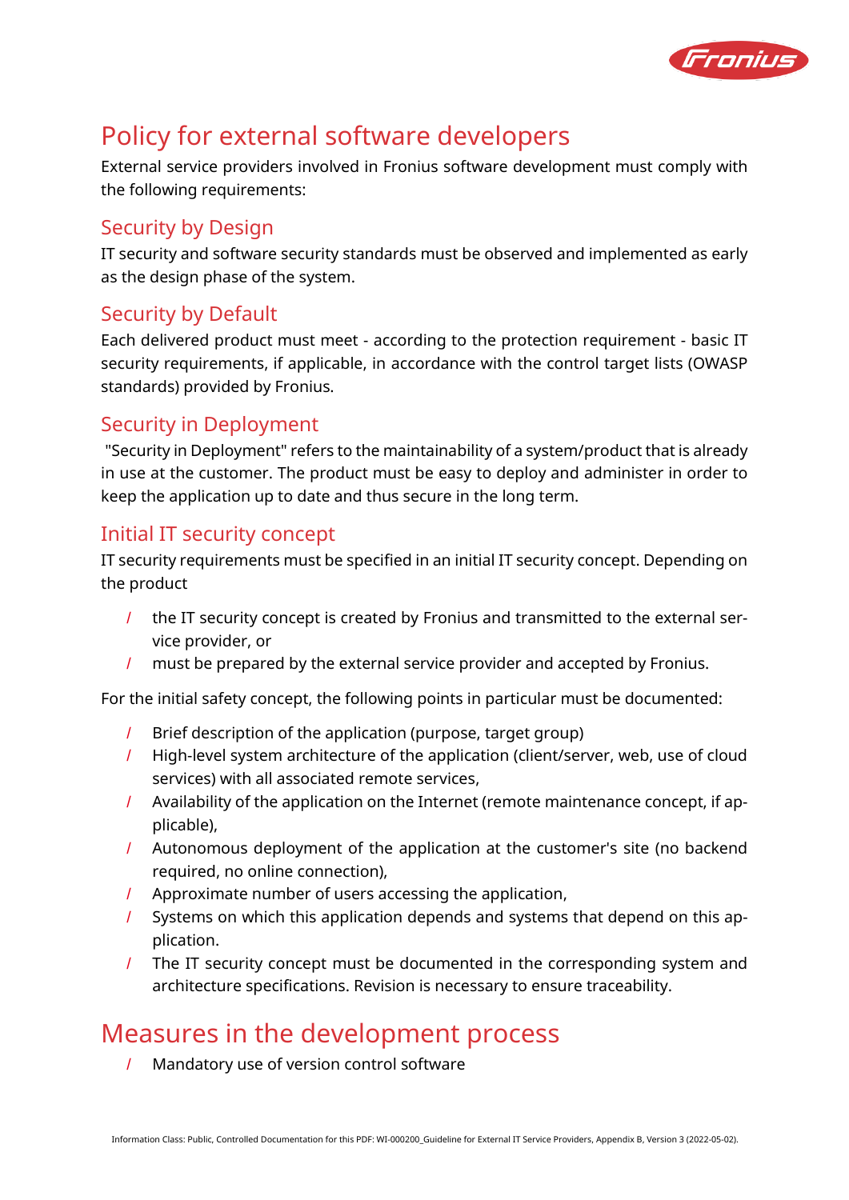# Policy for external software developers

External service providers involved in Fronius software development must comply with the following requirements:

## Security by Design

IT security and software security standards must be observed and implemented as early as the design phase of the system.

## Security by Default

Each delivered product must meet - according to the protection requirement - basic IT security requirements, if applicable, in accordance with the control target lists (OWASP standards) provided by Fronius.

## Security in Deployment

"Security in Deployment" refers to the maintainability of a system/product that is already in use at the customer. The product must be easy to deploy and administer in order to keep the application up to date and thus secure in the long term.

## Initial IT security concept

IT security requirements must be specified in an initial IT security concept. Depending on the product

- the IT security concept is created by Fronius and transmitted to the external service provider, or
- must be prepared by the external service provider and accepted by Fronius.

For the initial safety concept, the following points in particular must be documented:

- Brief description of the application (purpose, target group)
- High-level system architecture of the application (client/server, web, use of cloud services) with all associated remote services,
- Availability of the application on the Internet (remote maintenance concept, if applicable),
- Autonomous deployment of the application at the customer's site (no backend required, no online connection),
- Approximate number of users accessing the application,
- Systems on which this application depends and systems that depend on this application.
- The IT security concept must be documented in the corresponding system and architecture specifications. Revision is necessary to ensure traceability.

# Measures in the development process

- Mandatory use of version control software

Information Class: Public, Controlled Documentation for this PDF: WI-000200_Guideline for External IT Service Providers, Appendix B, Version 3 (2022-05-02).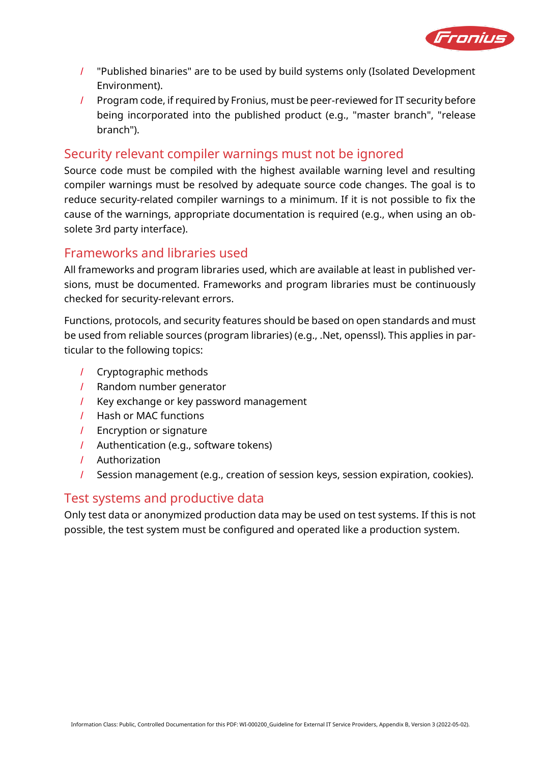- "Published binaries" are to be used by build systems only (Isolated Development Environment).
- Program code, if required by Fronius, must be peer-reviewed for IT security before being incorporated into the published product (e.g., "master branch", "release branch").

## Security relevant compiler warnings must not be ignored

Source code must be compiled with the highest available warning level and resulting compiler warnings must be resolved by adequate source code changes. The goal is to reduce security-related compiler warnings to a minimum. If it is not possible to fix the cause of the warnings, appropriate documentation is required (e.g., when using an obsolete 3rd party interface).

## Frameworks and libraries used

All frameworks and program libraries used, which are available at least in published versions, must be documented. Frameworks and program libraries must be continuously checked for security-relevant errors.

Functions, protocols, and security features should be based on open standards and must be used from reliable sources (program libraries) (e.g., .Net, openssl). This applies in particular to the following topics:

- Cryptographic methods
- Random number generator
- Key exchange or key password management
- Hash or MAC functions
- Encryption or signature
- Authentication (e.g., software tokens)
- Authorization
- Session management (e.g., creation of session keys, session expiration, cookies).

## Test systems and productive data

Only test data or anonymized production data may be used on test systems. If this is not possible, the test system must be configured and operated like a production system.